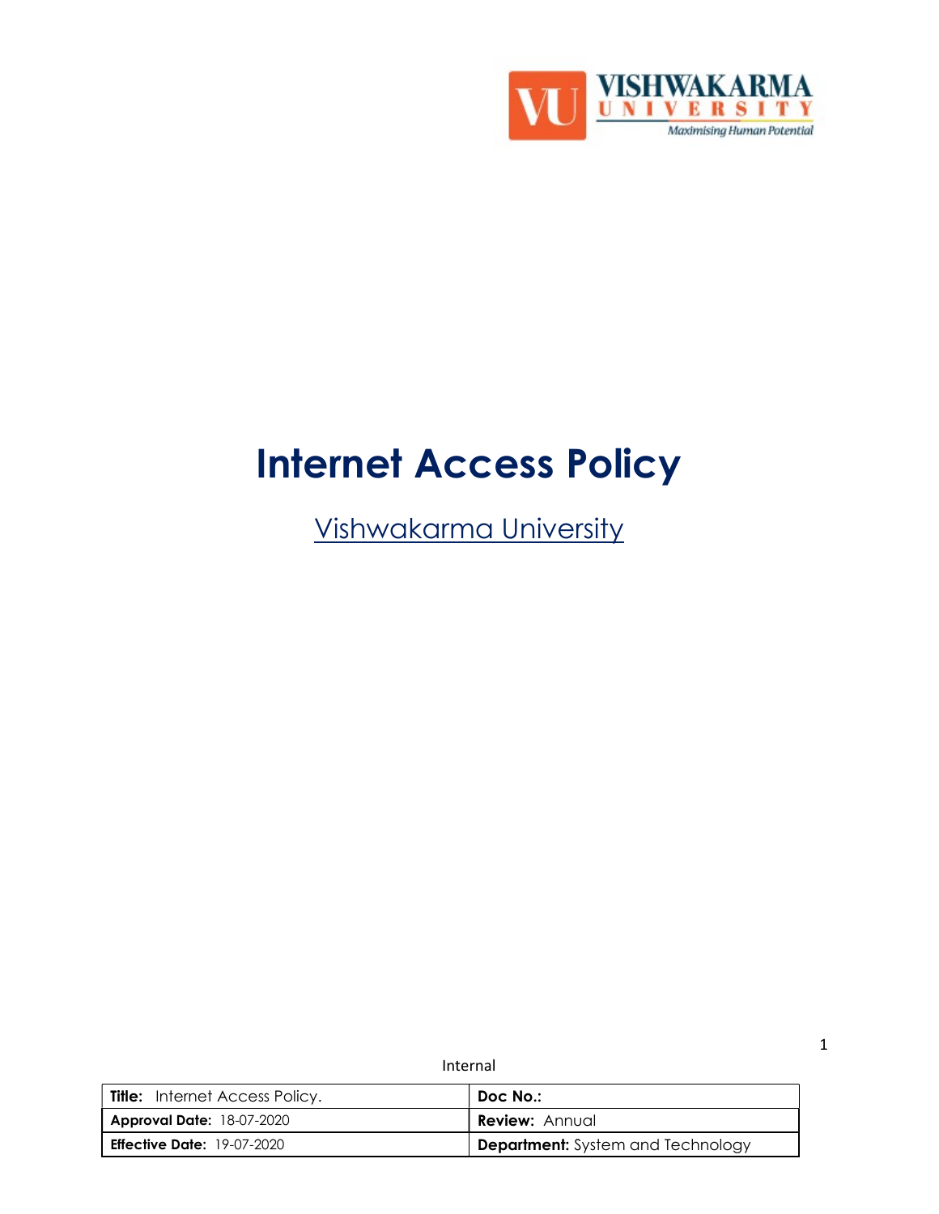# Internet Access Policy

Vishwakarma University

Internal

| **Title:** Internet Access Policy. | **Doc No.:** |
|---|---|
| **Approval Date:** 18-07-2020 | **Review:** Annual |
| **Effective Date:** 19-07-2020 | **Department:** System and Technology |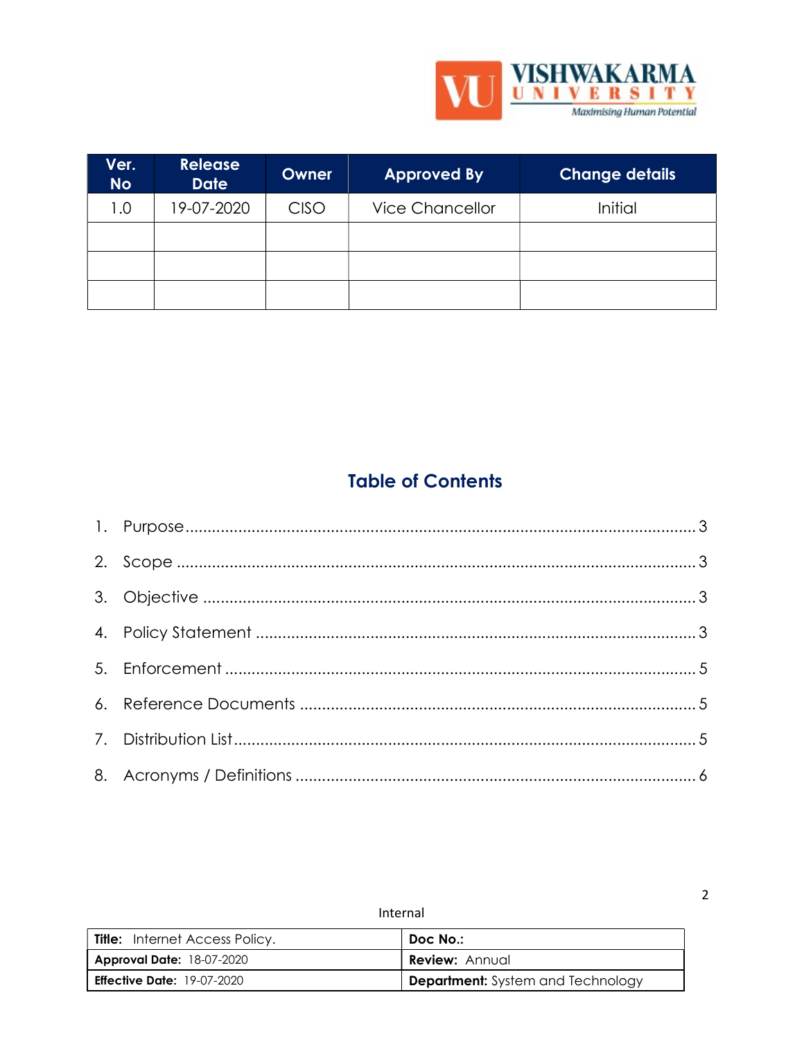| Ver. No | Release Date | Owner | Approved By | Change details |
|---|---|---|---|---|
| 1.0 | 19-07-2020 | CISO | Vice Chancellor | Initial |
| | | | | |
| | | | | |
| | | | | |

## Table of Contents

1. Purpose ........ 3
2. Scope ........ 3
3. Objective ........ 3
4. Policy Statement ........ 3
5. Enforcement ........ 5
6. Reference Documents ........ 5
7. Distribution List ........ 5
8. Acronyms / Definitions ........ 6

Internal

| **Title:** Internet Access Policy. | **Doc No.:** |
|---|---|
| **Approval Date:** 18-07-2020 | **Review:** Annual |
| **Effective Date:** 19-07-2020 | **Department:** System and Technology |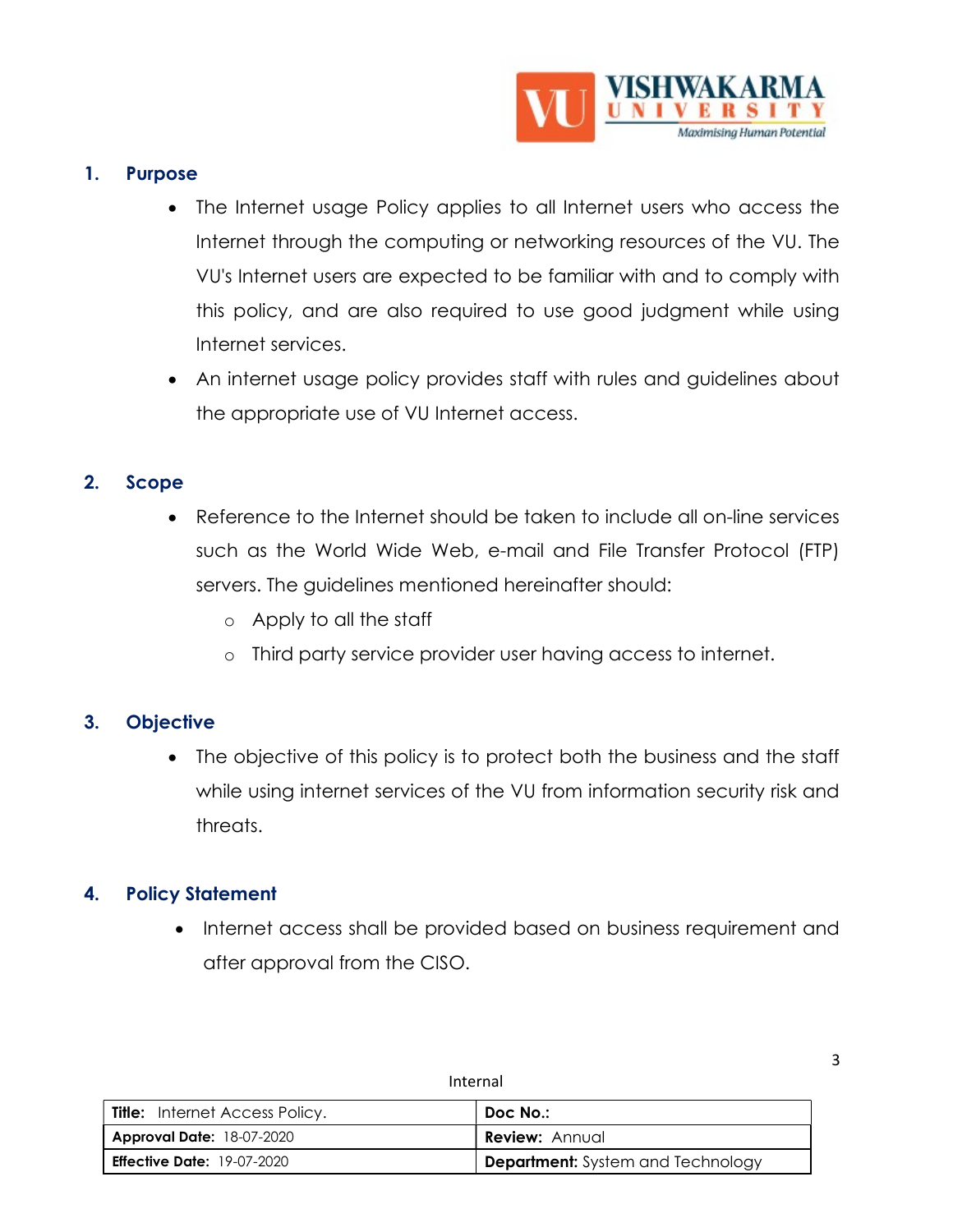## 1. Purpose

- The Internet usage Policy applies to all Internet users who access the Internet through the computing or networking resources of the VU. The VU's Internet users are expected to be familiar with and to comply with this policy, and are also required to use good judgment while using Internet services.
- An internet usage policy provides staff with rules and guidelines about the appropriate use of VU Internet access.

## 2. Scope

- Reference to the Internet should be taken to include all on-line services such as the World Wide Web, e-mail and File Transfer Protocol (FTP) servers. The guidelines mentioned hereinafter should:
  - Apply to all the staff
  - Third party service provider user having access to internet.

## 3. Objective

- The objective of this policy is to protect both the business and the staff while using internet services of the VU from information security risk and threats.

## 4. Policy Statement

- Internet access shall be provided based on business requirement and after approval from the CISO.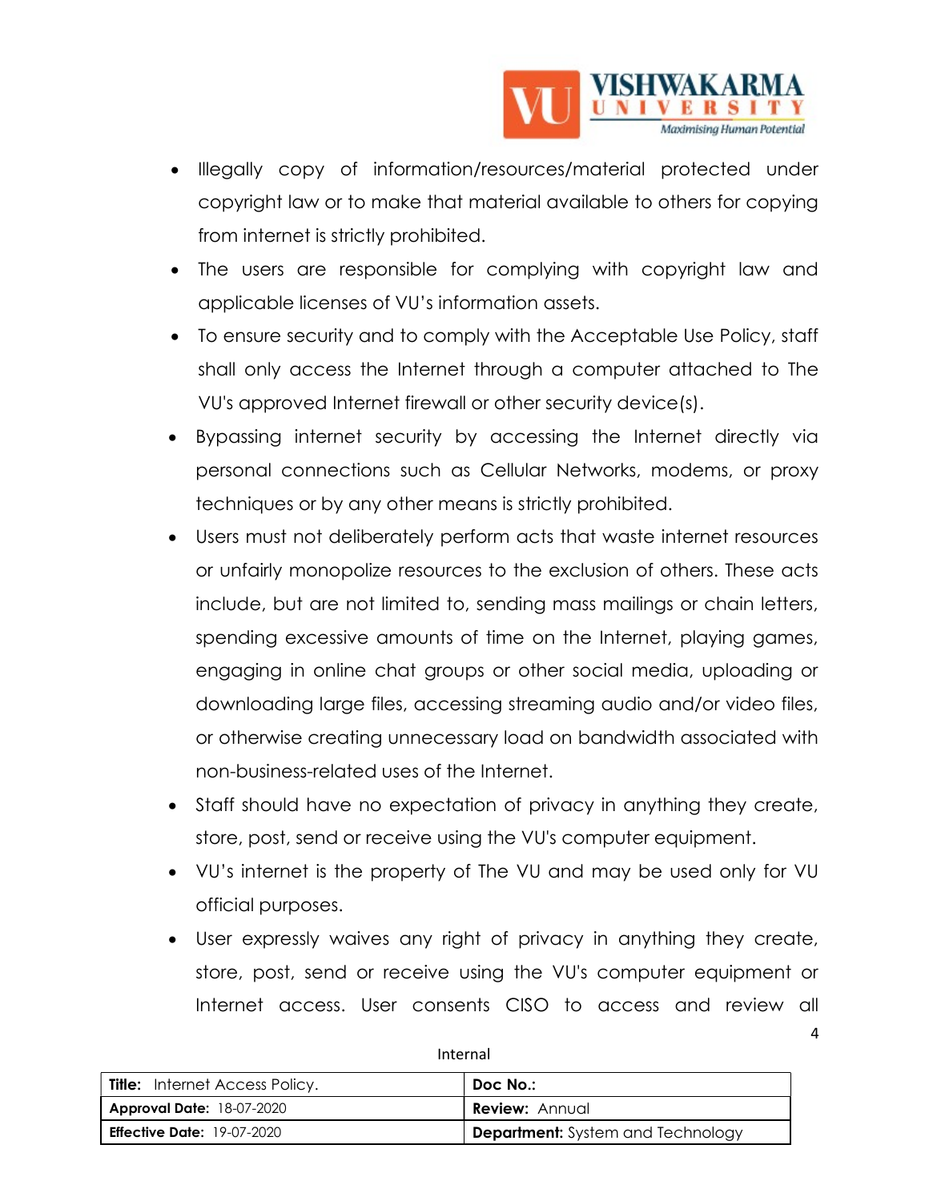- Illegally copy of information/resources/material protected under copyright law or to make that material available to others for copying from internet is strictly prohibited.
- The users are responsible for complying with copyright law and applicable licenses of VU's information assets.
- To ensure security and to comply with the Acceptable Use Policy, staff shall only access the Internet through a computer attached to The VU's approved Internet firewall or other security device(s).
- Bypassing internet security by accessing the Internet directly via personal connections such as Cellular Networks, modems, or proxy techniques or by any other means is strictly prohibited.
- Users must not deliberately perform acts that waste internet resources or unfairly monopolize resources to the exclusion of others. These acts include, but are not limited to, sending mass mailings or chain letters, spending excessive amounts of time on the Internet, playing games, engaging in online chat groups or other social media, uploading or downloading large files, accessing streaming audio and/or video files, or otherwise creating unnecessary load on bandwidth associated with non-business-related uses of the Internet.
- Staff should have no expectation of privacy in anything they create, store, post, send or receive using the VU's computer equipment.
- VU's internet is the property of The VU and may be used only for VU official purposes.
- User expressly waives any right of privacy in anything they create, store, post, send or receive using the VU's computer equipment or Internet access. User consents CISO to access and review all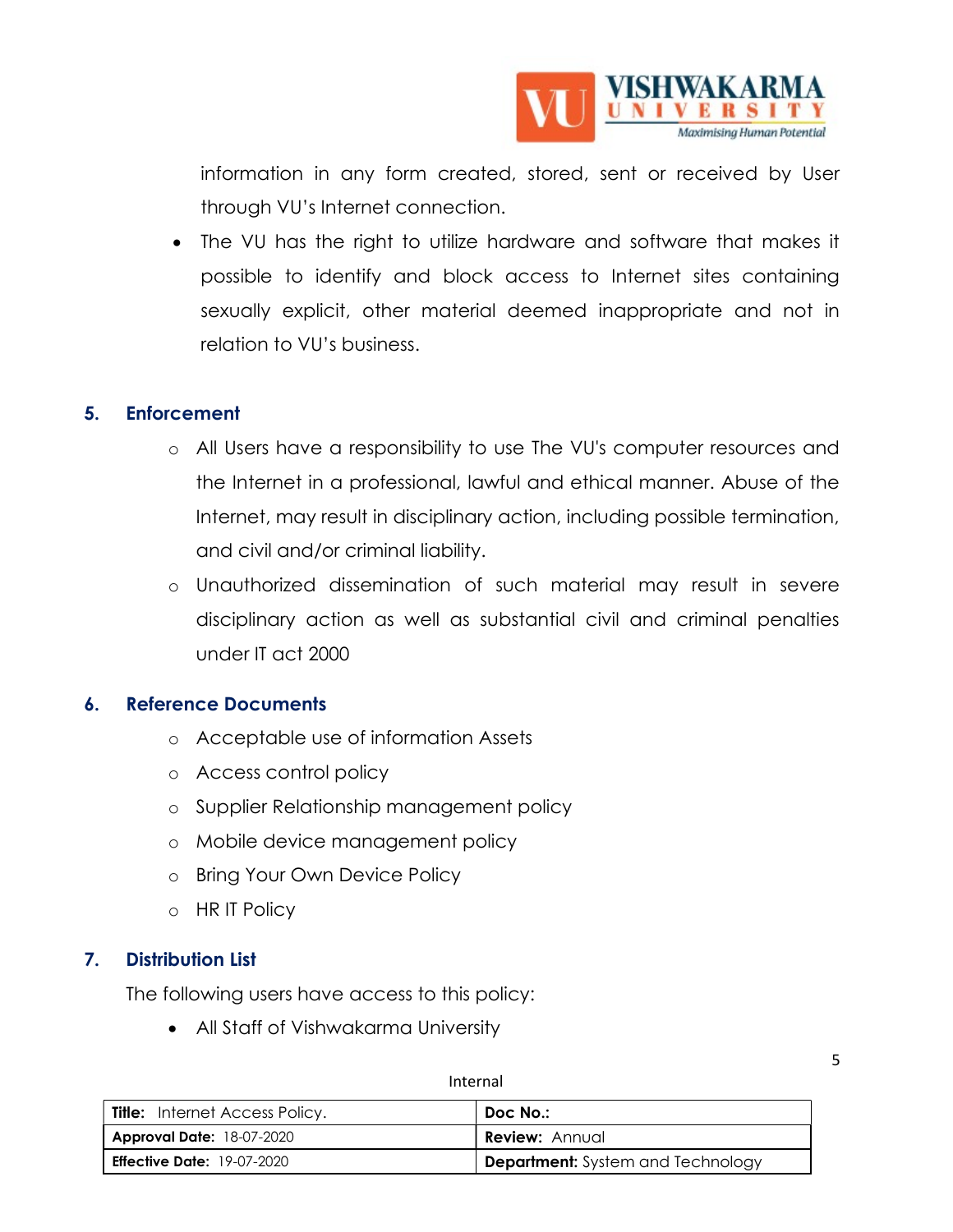information in any form created, stored, sent or received by User through VU's Internet connection.

- The VU has the right to utilize hardware and software that makes it possible to identify and block access to Internet sites containing sexually explicit, other material deemed inappropriate and not in relation to VU's business.

## 5. Enforcement

- All Users have a responsibility to use The VU's computer resources and the Internet in a professional, lawful and ethical manner. Abuse of the Internet, may result in disciplinary action, including possible termination, and civil and/or criminal liability.
- Unauthorized dissemination of such material may result in severe disciplinary action as well as substantial civil and criminal penalties under IT act 2000

## 6. Reference Documents

- Acceptable use of information Assets
- Access control policy
- Supplier Relationship management policy
- Mobile device management policy
- Bring Your Own Device Policy
- HR IT Policy

## 7. Distribution List

The following users have access to this policy:

- All Staff of Vishwakarma University

Internal

| **Title:** Internet Access Policy. | **Doc No.:** |
|---|---|
| **Approval Date:** 18-07-2020 | **Review:** Annual |
| **Effective Date:** 19-07-2020 | **Department:** System and Technology |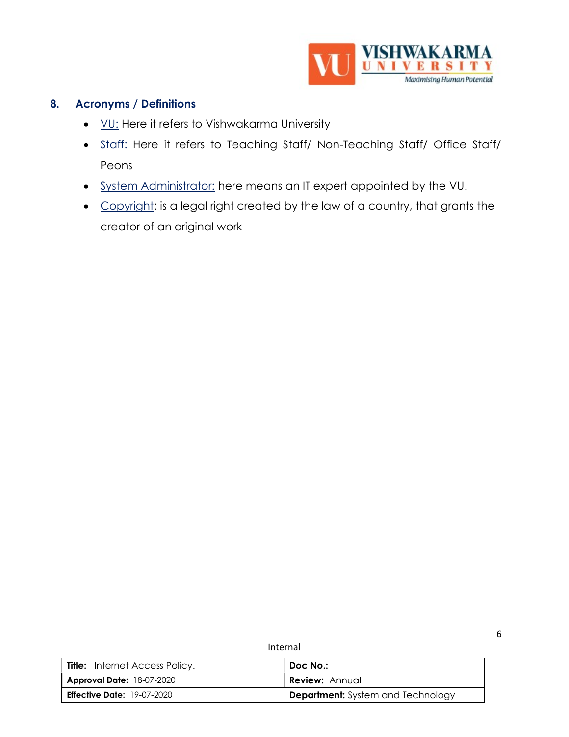## 8. Acronyms / Definitions

- VU: Here it refers to Vishwakarma University
- Staff: Here it refers to Teaching Staff/ Non-Teaching Staff/ Office Staff/ Peons
- System Administrator: here means an IT expert appointed by the VU.
- Copyright: is a legal right created by the law of a country, that grants the creator of an original work